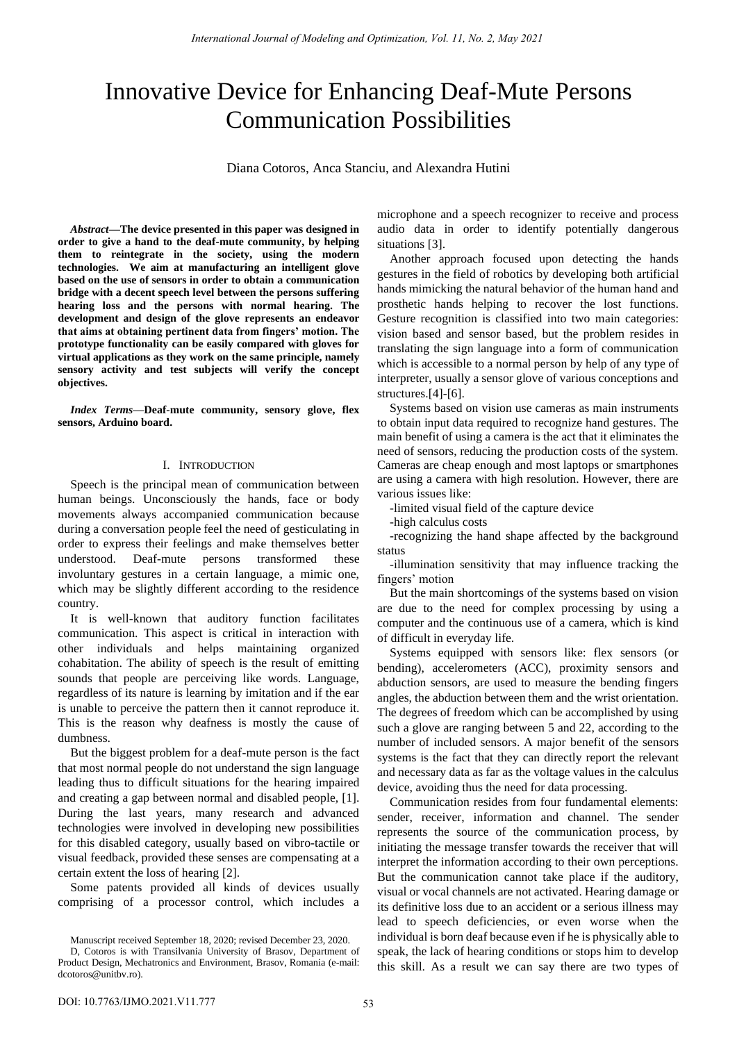# Innovative Device for Enhancing Deaf-Mute Persons Communication Possibilities

Diana Cotoros, Anca Stanciu, and Alexandra Hutini

***Abstract*—The device presented in this paper was designed in order to give a hand to the deaf-mute community, by helping them to reintegrate in the society, using the modern technologies. We aim at manufacturing an intelligent glove based on the use of sensors in order to obtain a communication bridge with a decent speech level between the persons suffering hearing loss and the persons with normal hearing. The development and design of the glove represents an endeavor that aims at obtaining pertinent data from fingers' motion. The prototype functionality can be easily compared with gloves for virtual applications as they work on the same principle, namely sensory activity and test subjects will verify the concept objectives.**

***Index Terms*—Deaf-mute community, sensory glove, flex sensors, Arduino board.**

## I. Introduction

Speech is the principal mean of communication between human beings. Unconsciously the hands, face or body movements always accompanied communication because during a conversation people feel the need of gesticulating in order to express their feelings and make themselves better understood. Deaf-mute persons transformed these involuntary gestures in a certain language, a mimic one, which may be slightly different according to the residence country.

It is well-known that auditory function facilitates communication. This aspect is critical in interaction with other individuals and helps maintaining organized cohabitation. The ability of speech is the result of emitting sounds that people are perceiving like words. Language, regardless of its nature is learning by imitation and if the ear is unable to perceive the pattern then it cannot reproduce it. This is the reason why deafness is mostly the cause of dumbness.

But the biggest problem for a deaf-mute person is the fact that most normal people do not understand the sign language leading thus to difficult situations for the hearing impaired and creating a gap between normal and disabled people, [1]. During the last years, many research and advanced technologies were involved in developing new possibilities for this disabled category, usually based on vibro-tactile or visual feedback, provided these senses are compensating at a certain extent the loss of hearing [2].

Some patents provided all kinds of devices usually comprising of a processor control, which includes a microphone and a speech recognizer to receive and process audio data in order to identify potentially dangerous situations [3].

Another approach focused upon detecting the hands gestures in the field of robotics by developing both artificial hands mimicking the natural behavior of the human hand and prosthetic hands helping to recover the lost functions. Gesture recognition is classified into two main categories: vision based and sensor based, but the problem resides in translating the sign language into a form of communication which is accessible to a normal person by help of any type of interpreter, usually a sensor glove of various conceptions and structures.[4]-[6].

Systems based on vision use cameras as main instruments to obtain input data required to recognize hand gestures. The main benefit of using a camera is the act that it eliminates the need of sensors, reducing the production costs of the system. Cameras are cheap enough and most laptops or smartphones are using a camera with high resolution. However, there are various issues like:

-limited visual field of the capture device

-high calculus costs

-recognizing the hand shape affected by the background status

-illumination sensitivity that may influence tracking the fingers' motion

But the main shortcomings of the systems based on vision are due to the need for complex processing by using a computer and the continuous use of a camera, which is kind of difficult in everyday life.

Systems equipped with sensors like: flex sensors (or bending), accelerometers (ACC), proximity sensors and abduction sensors, are used to measure the bending fingers angles, the abduction between them and the wrist orientation. The degrees of freedom which can be accomplished by using such a glove are ranging between 5 and 22, according to the number of included sensors. A major benefit of the sensors systems is the fact that they can directly report the relevant and necessary data as far as the voltage values in the calculus device, avoiding thus the need for data processing.

Communication resides from four fundamental elements: sender, receiver, information and channel. The sender represents the source of the communication process, by initiating the message transfer towards the receiver that will interpret the information according to their own perceptions. But the communication cannot take place if the auditory, visual or vocal channels are not activated. Hearing damage or its definitive loss due to an accident or a serious illness may lead to speech deficiencies, or even worse when the individual is born deaf because even if he is physically able to speak, the lack of hearing conditions or stops him to develop this skill. As a result we can say there are two types of

Manuscript received September 18, 2020; revised December 23, 2020.

D, Cotoros is with Transilvania University of Brasov, Department of Product Design, Mechatronics and Environment, Brasov, Romania (e-mail: dcotoros@unitbv.ro).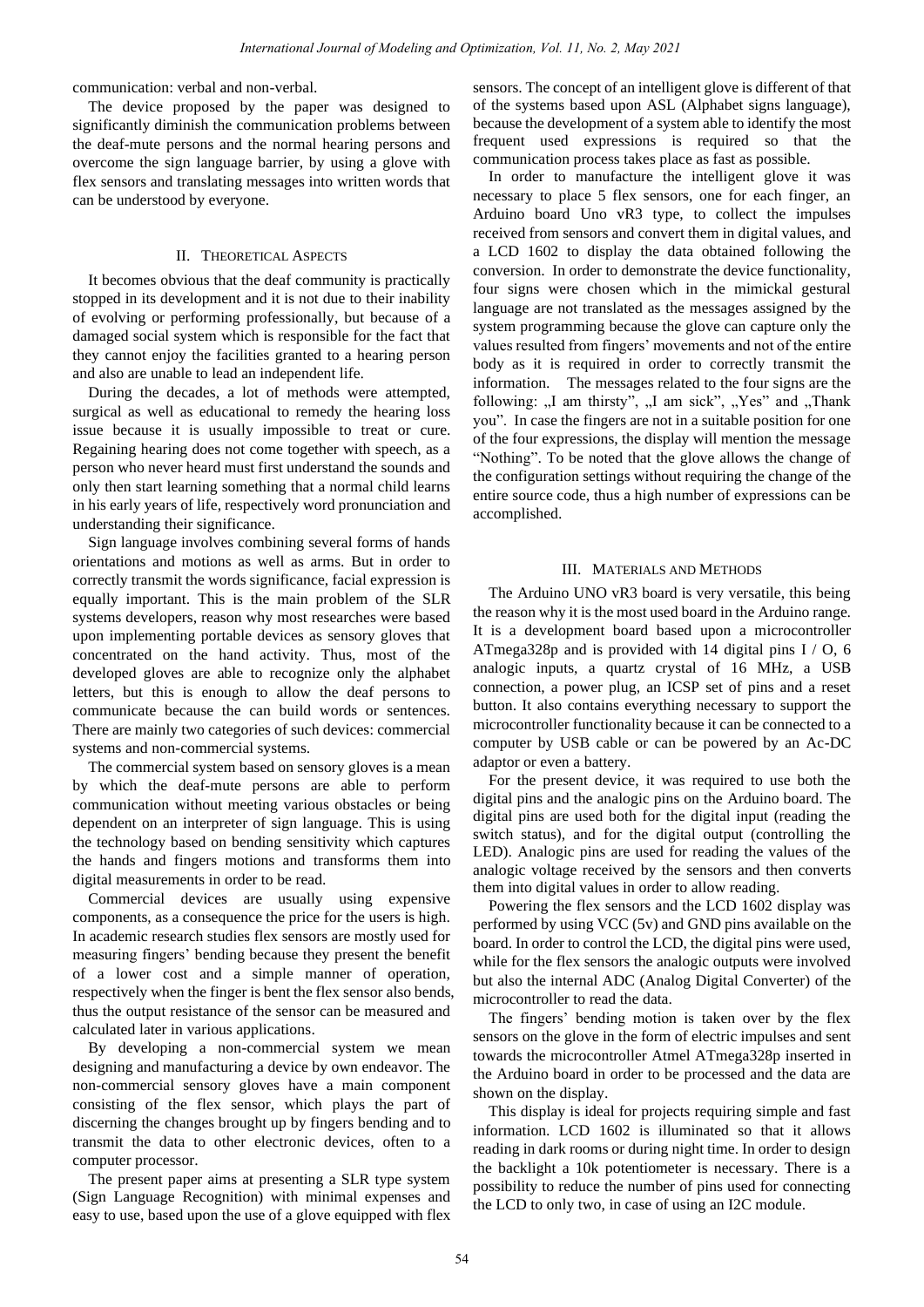communication: verbal and non-verbal.

The device proposed by the paper was designed to significantly diminish the communication problems between the deaf-mute persons and the normal hearing persons and overcome the sign language barrier, by using a glove with flex sensors and translating messages into written words that can be understood by everyone.

## II. Theoretical Aspects

It becomes obvious that the deaf community is practically stopped in its development and it is not due to their inability of evolving or performing professionally, but because of a damaged social system which is responsible for the fact that they cannot enjoy the facilities granted to a hearing person and also are unable to lead an independent life.

During the decades, a lot of methods were attempted, surgical as well as educational to remedy the hearing loss issue because it is usually impossible to treat or cure. Regaining hearing does not come together with speech, as a person who never heard must first understand the sounds and only then start learning something that a normal child learns in his early years of life, respectively word pronunciation and understanding their significance.

Sign language involves combining several forms of hands orientations and motions as well as arms. But in order to correctly transmit the words significance, facial expression is equally important. This is the main problem of the SLR systems developers, reason why most researches were based upon implementing portable devices as sensory gloves that concentrated on the hand activity. Thus, most of the developed gloves are able to recognize only the alphabet letters, but this is enough to allow the deaf persons to communicate because the can build words or sentences. There are mainly two categories of such devices: commercial systems and non-commercial systems.

The commercial system based on sensory gloves is a mean by which the deaf-mute persons are able to perform communication without meeting various obstacles or being dependent on an interpreter of sign language. This is using the technology based on bending sensitivity which captures the hands and fingers motions and transforms them into digital measurements in order to be read.

Commercial devices are usually using expensive components, as a consequence the price for the users is high. In academic research studies flex sensors are mostly used for measuring fingers' bending because they present the benefit of a lower cost and a simple manner of operation, respectively when the finger is bent the flex sensor also bends, thus the output resistance of the sensor can be measured and calculated later in various applications.

By developing a non-commercial system we mean designing and manufacturing a device by own endeavor. The non-commercial sensory gloves have a main component consisting of the flex sensor, which plays the part of discerning the changes brought up by fingers bending and to transmit the data to other electronic devices, often to a computer processor.

The present paper aims at presenting a SLR type system (Sign Language Recognition) with minimal expenses and easy to use, based upon the use of a glove equipped with flex sensors. The concept of an intelligent glove is different of that of the systems based upon ASL (Alphabet signs language), because the development of a system able to identify the most frequent used expressions is required so that the communication process takes place as fast as possible.

In order to manufacture the intelligent glove it was necessary to place 5 flex sensors, one for each finger, an Arduino board Uno vR3 type, to collect the impulses received from sensors and convert them in digital values, and a LCD 1602 to display the data obtained following the conversion. In order to demonstrate the device functionality, four signs were chosen which in the mimickal gestural language are not translated as the messages assigned by the system programming because the glove can capture only the values resulted from fingers' movements and not of the entire body as it is required in order to correctly transmit the information. The messages related to the four signs are the following: „I am thirsty", „I am sick", „Yes" and „Thank you". In case the fingers are not in a suitable position for one of the four expressions, the display will mention the message "Nothing". To be noted that the glove allows the change of the configuration settings without requiring the change of the entire source code, thus a high number of expressions can be accomplished.

## III. Materials and Methods

The Arduino UNO vR3 board is very versatile, this being the reason why it is the most used board in the Arduino range. It is a development board based upon a microcontroller ATmega328p and is provided with 14 digital pins I / O, 6 analogic inputs, a quartz crystal of 16 MHz, a USB connection, a power plug, an ICSP set of pins and a reset button. It also contains everything necessary to support the microcontroller functionality because it can be connected to a computer by USB cable or can be powered by an Ac-DC adaptor or even a battery.

For the present device, it was required to use both the digital pins and the analogic pins on the Arduino board. The digital pins are used both for the digital input (reading the switch status), and for the digital output (controlling the LED). Analogic pins are used for reading the values of the analogic voltage received by the sensors and then converts them into digital values in order to allow reading.

Powering the flex sensors and the LCD 1602 display was performed by using VCC (5v) and GND pins available on the board. In order to control the LCD, the digital pins were used, while for the flex sensors the analogic outputs were involved but also the internal ADC (Analog Digital Converter) of the microcontroller to read the data.

The fingers' bending motion is taken over by the flex sensors on the glove in the form of electric impulses and sent towards the microcontroller Atmel ATmega328p inserted in the Arduino board in order to be processed and the data are shown on the display.

This display is ideal for projects requiring simple and fast information. LCD 1602 is illuminated so that it allows reading in dark rooms or during night time. In order to design the backlight a 10k potentiometer is necessary. There is a possibility to reduce the number of pins used for connecting the LCD to only two, in case of using an I2C module.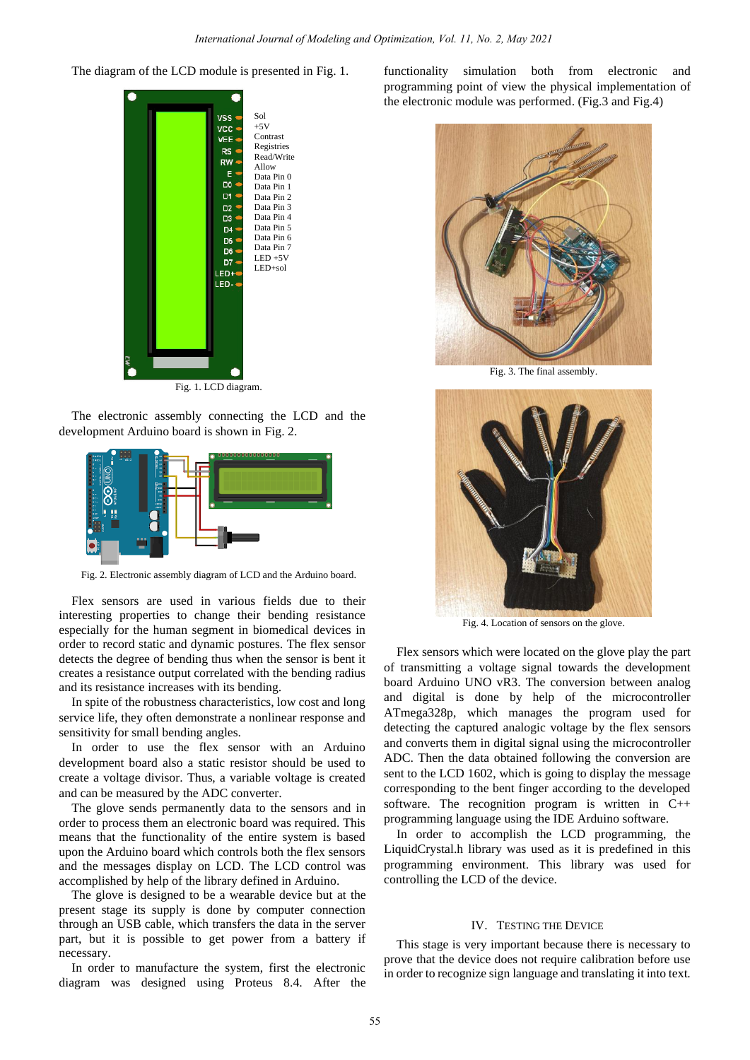The diagram of the LCD module is presented in Fig. 1.

Fig. 1. LCD diagram.

The electronic assembly connecting the LCD and the development Arduino board is shown in Fig. 2.

Fig. 2. Electronic assembly diagram of LCD and the Arduino board.

Flex sensors are used in various fields due to their interesting properties to change their bending resistance especially for the human segment in biomedical devices in order to record static and dynamic postures. The flex sensor detects the degree of bending thus when the sensor is bent it creates a resistance output correlated with the bending radius and its resistance increases with its bending.

In spite of the robustness characteristics, low cost and long service life, they often demonstrate a nonlinear response and sensitivity for small bending angles.

In order to use the flex sensor with an Arduino development board also a static resistor should be used to create a voltage divisor. Thus, a variable voltage is created and can be measured by the ADC converter.

The glove sends permanently data to the sensors and in order to process them an electronic board was required. This means that the functionality of the entire system is based upon the Arduino board which controls both the flex sensors and the messages display on LCD. The LCD control was accomplished by help of the library defined in Arduino.

The glove is designed to be a wearable device but at the present stage its supply is done by computer connection through an USB cable, which transfers the data in the server part, but it is possible to get power from a battery if necessary.

In order to manufacture the system, first the electronic diagram was designed using Proteus 8.4. After the functionality simulation both from electronic and programming point of view the physical implementation of the electronic module was performed. (Fig.3 and Fig.4)

Fig. 3. The final assembly.

Fig. 4. Location of sensors on the glove.

Flex sensors which were located on the glove play the part of transmitting a voltage signal towards the development board Arduino UNO vR3. The conversion between analog and digital is done by help of the microcontroller ATmega328p, which manages the program used for detecting the captured analogic voltage by the flex sensors and converts them in digital signal using the microcontroller ADC. Then the data obtained following the conversion are sent to the LCD 1602, which is going to display the message corresponding to the bent finger according to the developed software. The recognition program is written in C++ programming language using the IDE Arduino software.

In order to accomplish the LCD programming, the LiquidCrystal.h library was used as it is predefined in this programming environment. This library was used for controlling the LCD of the device.

## IV. Testing the Device

This stage is very important because there is necessary to prove that the device does not require calibration before use in order to recognize sign language and translating it into text.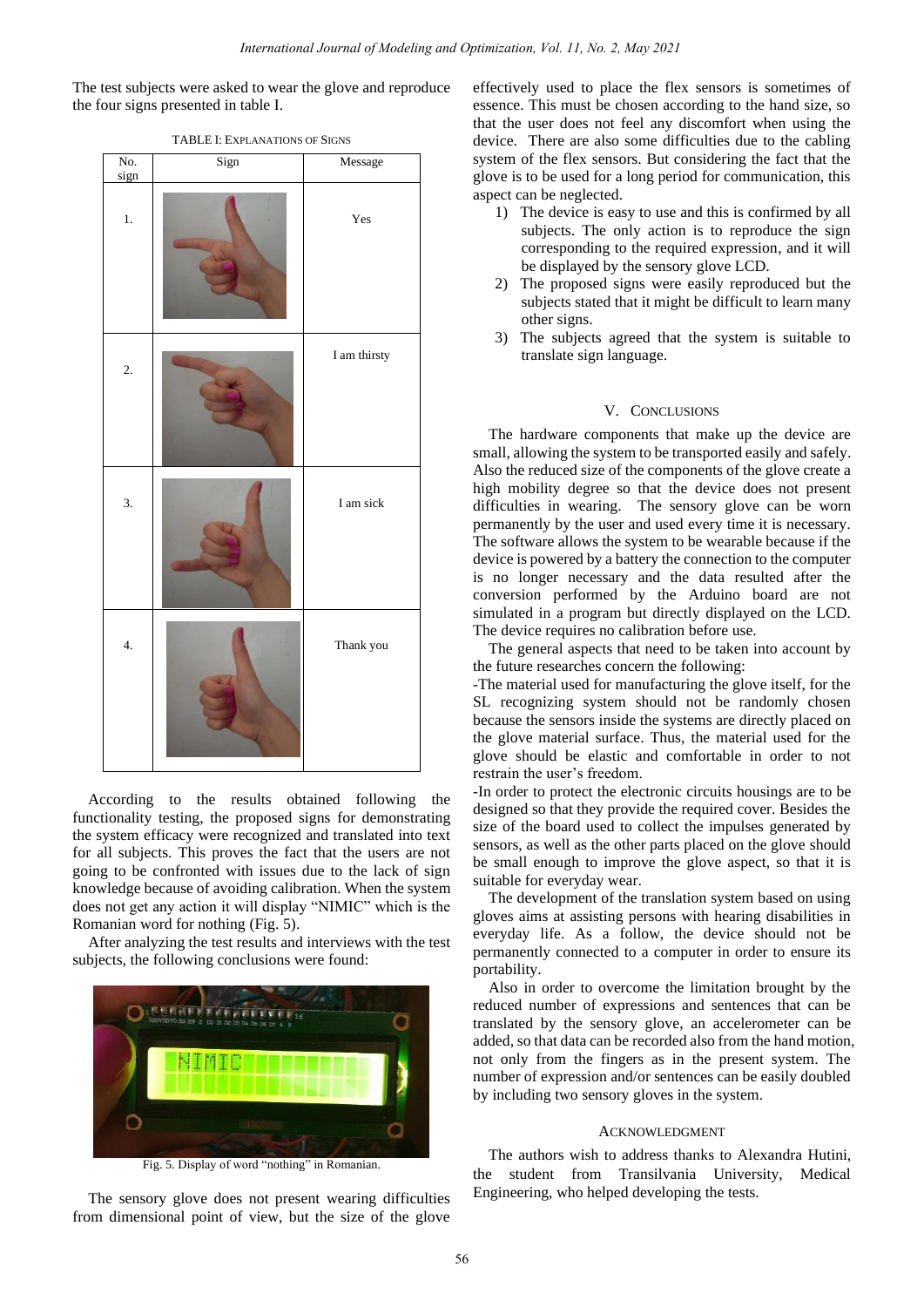The test subjects were asked to wear the glove and reproduce the four signs presented in table I.

TABLE I: EXPLANATIONS OF SIGNS

| No. sign | Sign | Message |
|---|---|---|
| 1. | | Yes |
| 2. | | I am thirsty |
| 3. | | I am sick |
| 4. | | Thank you |

According to the results obtained following the functionality testing, the proposed signs for demonstrating the system efficacy were recognized and translated into text for all subjects. This proves the fact that the users are not going to be confronted with issues due to the lack of sign knowledge because of avoiding calibration. When the system does not get any action it will display "NIMIC" which is the Romanian word for nothing (Fig. 5).

After analyzing the test results and interviews with the test subjects, the following conclusions were found:

Fig. 5. Display of word "nothing" in Romanian.

The sensory glove does not present wearing difficulties from dimensional point of view, but the size of the glove effectively used to place the flex sensors is sometimes of essence. This must be chosen according to the hand size, so that the user does not feel any discomfort when using the device. There are also some difficulties due to the cabling system of the flex sensors. But considering the fact that the glove is to be used for a long period for communication, this aspect can be neglected.

1) The device is easy to use and this is confirmed by all subjects. The only action is to reproduce the sign corresponding to the required expression, and it will be displayed by the sensory glove LCD.
2) The proposed signs were easily reproduced but the subjects stated that it might be difficult to learn many other signs.
3) The subjects agreed that the system is suitable to translate sign language.

## V. CONCLUSIONS

The hardware components that make up the device are small, allowing the system to be transported easily and safely. Also the reduced size of the components of the glove create a high mobility degree so that the device does not present difficulties in wearing. The sensory glove can be worn permanently by the user and used every time it is necessary. The software allows the system to be wearable because if the device is powered by a battery the connection to the computer is no longer necessary and the data resulted after the conversion performed by the Arduino board are not simulated in a program but directly displayed on the LCD. The device requires no calibration before use.

The general aspects that need to be taken into account by the future researches concern the following:

-The material used for manufacturing the glove itself, for the SL recognizing system should not be randomly chosen because the sensors inside the systems are directly placed on the glove material surface. Thus, the material used for the glove should be elastic and comfortable in order to not restrain the user's freedom.

-In order to protect the electronic circuits housings are to be designed so that they provide the required cover. Besides the size of the board used to collect the impulses generated by sensors, as well as the other parts placed on the glove should be small enough to improve the glove aspect, so that it is suitable for everyday wear.

The development of the translation system based on using gloves aims at assisting persons with hearing disabilities in everyday life. As a follow, the device should not be permanently connected to a computer in order to ensure its portability.

Also in order to overcome the limitation brought by the reduced number of expressions and sentences that can be translated by the sensory glove, an accelerometer can be added, so that data can be recorded also from the hand motion, not only from the fingers as in the present system. The number of expression and/or sentences can be easily doubled by including two sensory gloves in the system.

## ACKNOWLEDGMENT

The authors wish to address thanks to Alexandra Hutini, the student from Transilvania University, Medical Engineering, who helped developing the tests.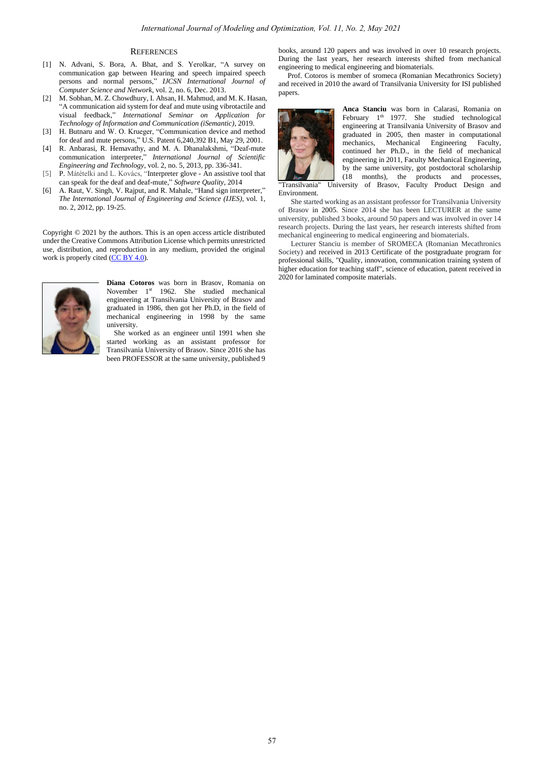## REFERENCES

[1] N. Advani, S. Bora, A. Bhat, and S. Yerolkar, "A survey on communication gap between Hearing and speech impaired speech persons and normal persons," *IJCSN International Journal of Computer Science and Network*, vol. 2, no. 6, Dec. 2013.

[2] M. Sobhan, M. Z. Chowdhury, I. Ahsan, H. Mahmud, and M. K. Hasan, "A communication aid system for deaf and mute using vibrotactile and visual feedback," *International Seminar on Application for Technology of Information and Communication (iSemantic)*, 2019.

[3] H. Butnaru and W. O. Krueger, "Communication device and method for deaf and mute persons," U.S. Patent 6,240,392 B1, May 29, 2001.

[4] R. Anbarasi, R. Hemavathy, and M. A. Dhanalakshmi, "Deaf-mute communication interpreter," *International Journal of Scientific Engineering and Technology*, vol. 2, no. 5, 2013, pp. 336-341.

[5] P. Mátételki and L. Kovács, "Interpreter glove - An assistive tool that can speak for the deaf and deaf-mute," *Software Quality*, 2014

[6] A. Raut, V. Singh, V. Rajput, and R. Mahale, "Hand sign interpreter," *The International Journal of Engineering and Science (IJES)*, vol. 1, no. 2, 2012, pp. 19-25.

Copyright © 2021 by the authors. This is an open access article distributed under the Creative Commons Attribution License which permits unrestricted use, distribution, and reproduction in any medium, provided the original work is properly cited (CC BY 4.0).

**Diana Cotoros** was born in Brasov, Romania on November 1st 1962. She studied mechanical engineering at Transilvania University of Brasov and graduated in 1986, then got her Ph.D, in the field of mechanical engineering in 1998 by the same university.

She worked as an engineer until 1991 when she started working as an assistant professor for Transilvania University of Brasov. Since 2016 she has been PROFESSOR at the same university, published 9 books, around 120 papers and was involved in over 10 research projects. During the last years, her research interests shifted from mechanical engineering to medical engineering and biomaterials.

Prof. Cotoros is member of sromeca (Romanian Mecathronics Society) and received in 2010 the award of Transilvania University for ISI published papers.

**Anca Stanciu** was born in Calarasi, Romania on February 1th 1977. She studied technological engineering at Transilvania University of Brasov and graduated in 2005, then master in computational mechanics, Mechanical Engineering Faculty, continued her Ph.D., in the field of mechanical engineering in 2011, Faculty Mechanical Engineering, by the same university, got postdoctoral scholarship (18 months), the products and processes, "Transilvania" University of Brasov, Faculty Product Design and Environment.

She started working as an assistant professor for Transilvania University of Brasov in 2005. Since 2014 she has been LECTURER at the same university, published 3 books, around 50 papers and was involved in over 14 research projects. During the last years, her research interests shifted from mechanical engineering to medical engineering and biomaterials.

Lecturer Stanciu is member of SROMECA (Romanian Mecathronics Society) and received in 2013 Certificate of the postgraduate program for professional skills, "Quality, innovation, communication training system of higher education for teaching staff", science of education, patent received in 2020 for laminated composite materials.